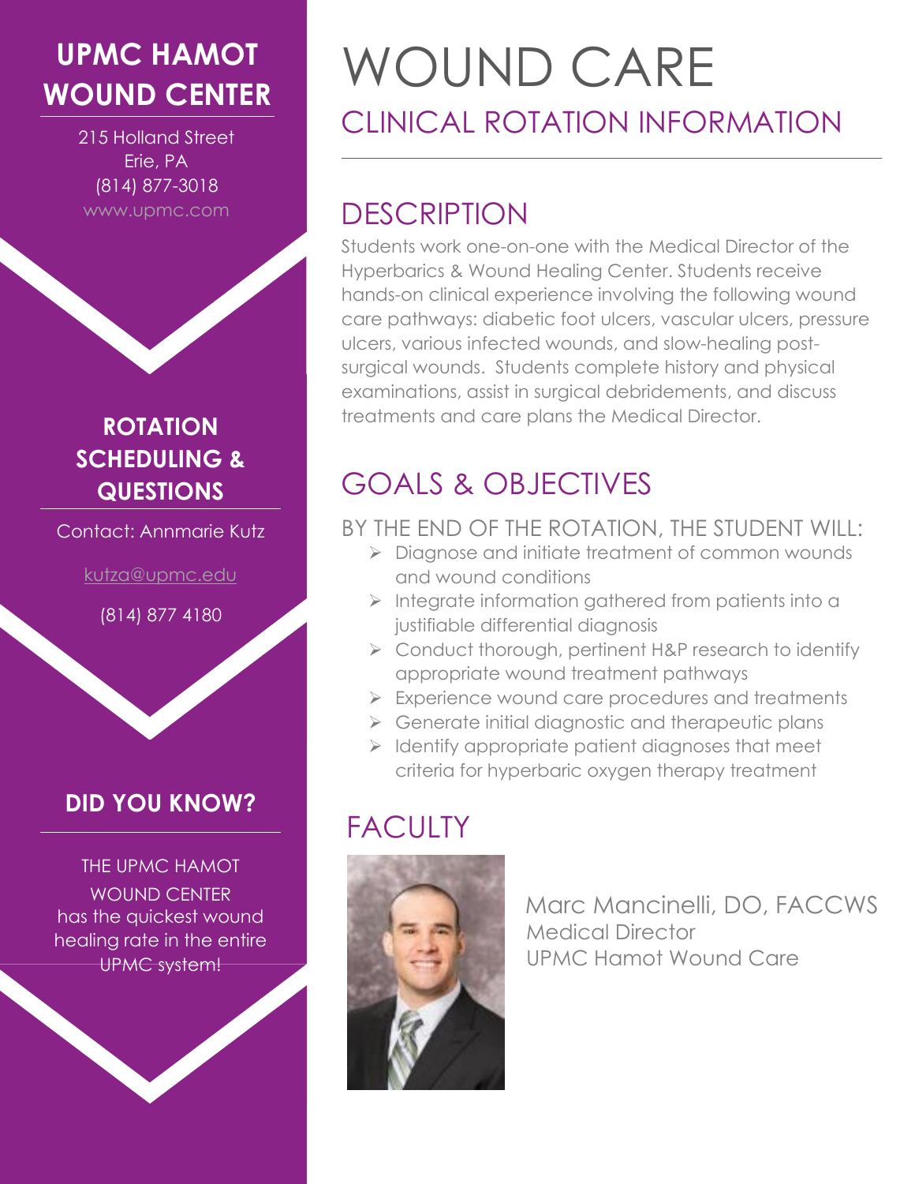# WOUND CARE

## CLINICAL ROTATION INFORMATION

**UPMC HAMOT WOUND CENTER**

215 Holland Street
Erie, PA
(814) 877-3018
www.upmc.com

## DESCRIPTION

Students work one-on-one with the Medical Director of the Hyperbarics & Wound Healing Center. Students receive hands-on clinical experience involving the following wound care pathways: diabetic foot ulcers, vascular ulcers, pressure ulcers, various infected wounds, and slow-healing post-surgical wounds. Students complete history and physical examinations, assist in surgical debridements, and discuss treatments and care plans the Medical Director.

## GOALS & OBJECTIVES

### BY THE END OF THE ROTATION, THE STUDENT WILL:

- Diagnose and initiate treatment of common wounds and wound conditions
- Integrate information gathered from patients into a justifiable differential diagnosis
- Conduct thorough, pertinent H&P research to identify appropriate wound treatment pathways
- Experience wound care procedures and treatments
- Generate initial diagnostic and therapeutic plans
- Identify appropriate patient diagnoses that meet criteria for hyperbaric oxygen therapy treatment

## FACULTY

Marc Mancinelli, DO, FACCWS
Medical Director
UPMC Hamot Wound Care

**ROTATION SCHEDULING & QUESTIONS**

Contact: Annmarie Kutz

kutza@upmc.edu

(814) 877 4180

**DID YOU KNOW?**

THE UPMC HAMOT WOUND CENTER has the quickest wound healing rate in the entire UPMC system!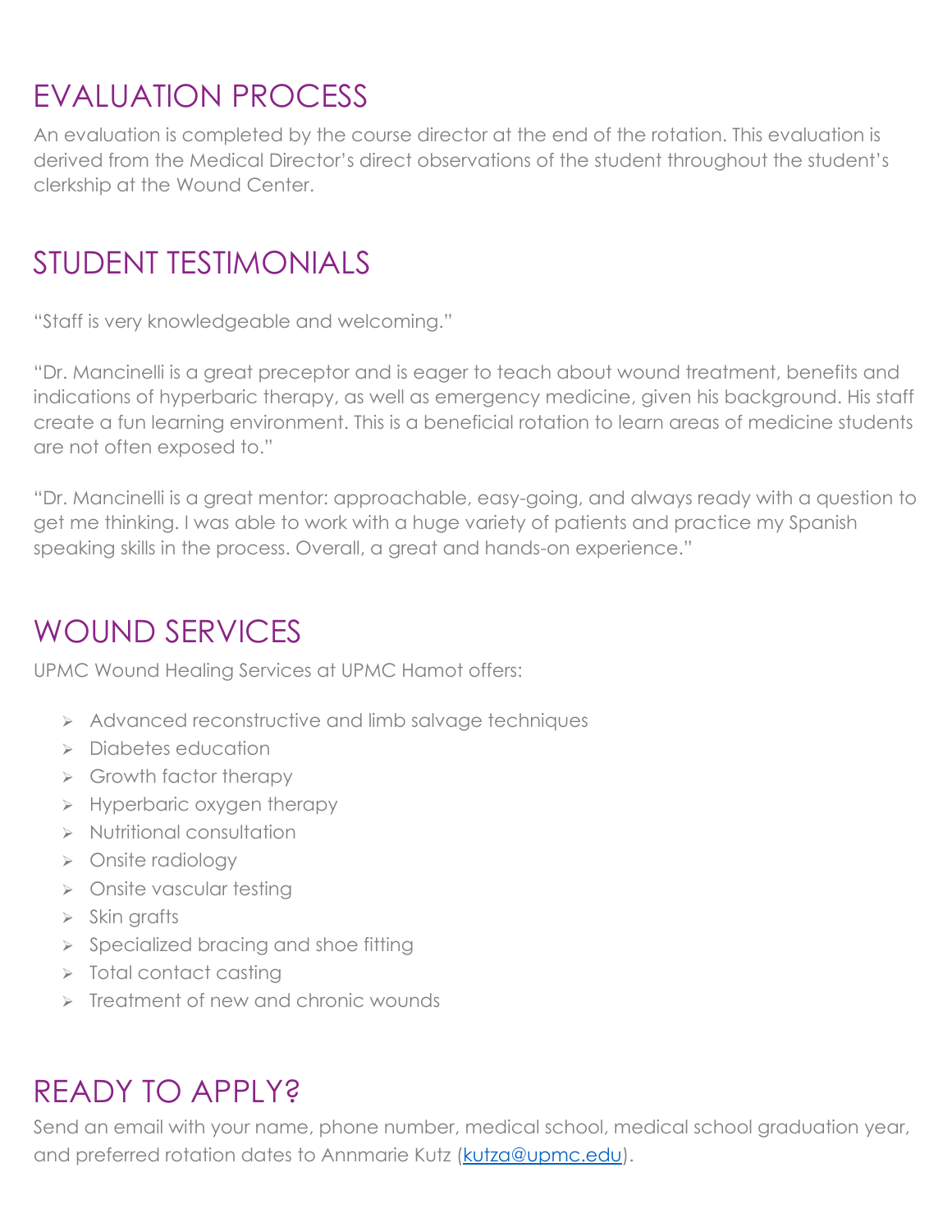## EVALUATION PROCESS

An evaluation is completed by the course director at the end of the rotation. This evaluation is derived from the Medical Director's direct observations of the student throughout the student's clerkship at the Wound Center.

## STUDENT TESTIMONIALS

"Staff is very knowledgeable and welcoming."

"Dr. Mancinelli is a great preceptor and is eager to teach about wound treatment, benefits and indications of hyperbaric therapy, as well as emergency medicine, given his background. His staff create a fun learning environment. This is a beneficial rotation to learn areas of medicine students are not often exposed to."

"Dr. Mancinelli is a great mentor: approachable, easy-going, and always ready with a question to get me thinking. I was able to work with a huge variety of patients and practice my Spanish speaking skills in the process. Overall, a great and hands-on experience."

## WOUND SERVICES

UPMC Wound Healing Services at UPMC Hamot offers:

- Advanced reconstructive and limb salvage techniques
- Diabetes education
- Growth factor therapy
- Hyperbaric oxygen therapy
- Nutritional consultation
- Onsite radiology
- Onsite vascular testing
- Skin grafts
- Specialized bracing and shoe fitting
- Total contact casting
- Treatment of new and chronic wounds

## READY TO APPLY?

Send an email with your name, phone number, medical school, medical school graduation year, and preferred rotation dates to Annmarie Kutz (kutza@upmc.edu).